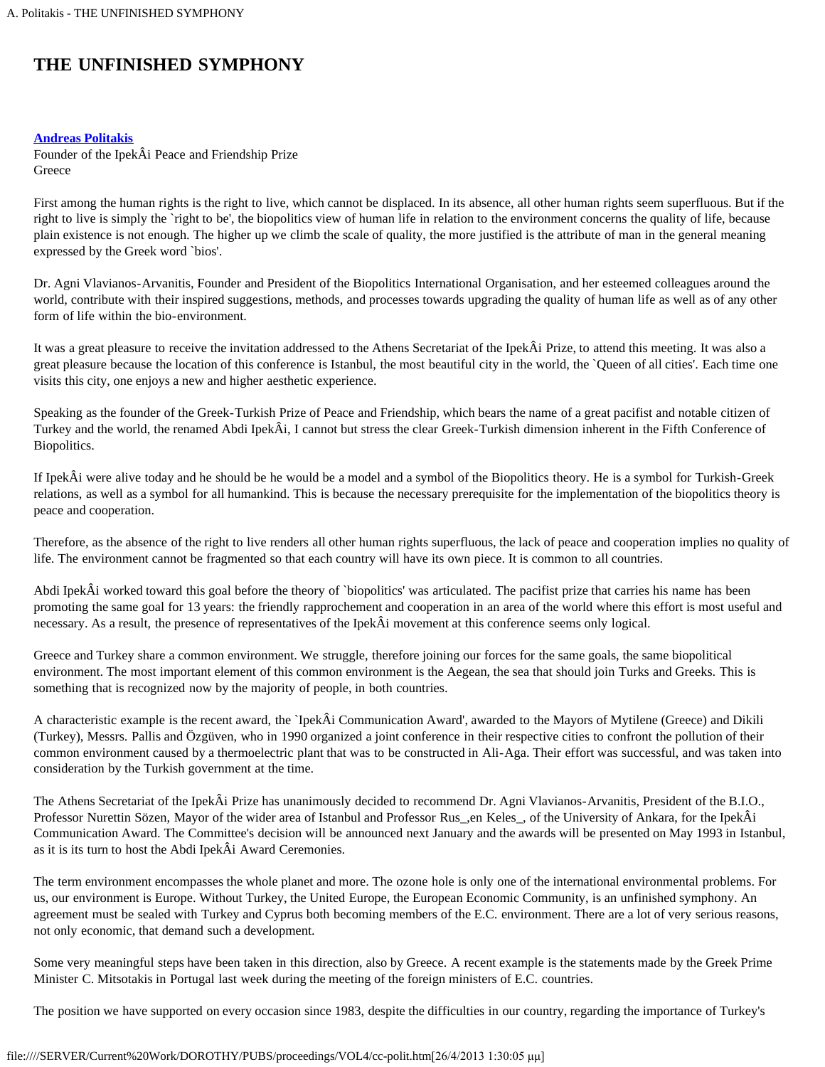# THE UNFINISHED SYMPHONY

**Andreas Politakis**
Founder of the IpekÂi Peace and Friendship Prize
Greece

First among the human rights is the right to live, which cannot be displaced. In its absence, all other human rights seem superfluous. But if the right to live is simply the `right to be', the biopolitics view of human life in relation to the environment concerns the quality of life, because plain existence is not enough. The higher up we climb the scale of quality, the more justified is the attribute of man in the general meaning expressed by the Greek word `bios'.

Dr. Agni Vlavianos-Arvanitis, Founder and President of the Biopolitics International Organisation, and her esteemed colleagues around the world, contribute with their inspired suggestions, methods, and processes towards upgrading the quality of human life as well as of any other form of life within the bio-environment.

It was a great pleasure to receive the invitation addressed to the Athens Secretariat of the IpekÂi Prize, to attend this meeting. It was also a great pleasure because the location of this conference is Istanbul, the most beautiful city in the world, the `Queen of all cities'. Each time one visits this city, one enjoys a new and higher aesthetic experience.

Speaking as the founder of the Greek-Turkish Prize of Peace and Friendship, which bears the name of a great pacifist and notable citizen of Turkey and the world, the renamed Abdi IpekÂi, I cannot but stress the clear Greek-Turkish dimension inherent in the Fifth Conference of Biopolitics.

If IpekÂi were alive today and he should be he would be a model and a symbol of the Biopolitics theory. He is a symbol for Turkish-Greek relations, as well as a symbol for all humankind. This is because the necessary prerequisite for the implementation of the biopolitics theory is peace and cooperation.

Therefore, as the absence of the right to live renders all other human rights superfluous, the lack of peace and cooperation implies no quality of life. The environment cannot be fragmented so that each country will have its own piece. It is common to all countries.

Abdi IpekÂi worked toward this goal before the theory of `biopolitics' was articulated. The pacifist prize that carries his name has been promoting the same goal for 13 years: the friendly rapprochement and cooperation in an area of the world where this effort is most useful and necessary. As a result, the presence of representatives of the IpekÂi movement at this conference seems only logical.

Greece and Turkey share a common environment. We struggle, therefore joining our forces for the same goals, the same biopolitical environment. The most important element of this common environment is the Aegean, the sea that should join Turks and Greeks. This is something that is recognized now by the majority of people, in both countries.

A characteristic example is the recent award, the `IpekÂi Communication Award', awarded to the Mayors of Mytilene (Greece) and Dikili (Turkey), Messrs. Pallis and Özgüven, who in 1990 organized a joint conference in their respective cities to confront the pollution of their common environment caused by a thermoelectric plant that was to be constructed in Ali-Aga. Their effort was successful, and was taken into consideration by the Turkish government at the time.

The Athens Secretariat of the IpekÂi Prize has unanimously decided to recommend Dr. Agni Vlavianos-Arvanitis, President of the B.I.O., Professor Nurettin Sözen, Mayor of the wider area of Istanbul and Professor Rus_,en Keles_, of the University of Ankara, for the IpekÂi Communication Award. The Committee's decision will be announced next January and the awards will be presented on May 1993 in Istanbul, as it is its turn to host the Abdi IpekÂi Award Ceremonies.

The term environment encompasses the whole planet and more. The ozone hole is only one of the international environmental problems. For us, our environment is Europe. Without Turkey, the United Europe, the European Economic Community, is an unfinished symphony. An agreement must be sealed with Turkey and Cyprus both becoming members of the E.C. environment. There are a lot of very serious reasons, not only economic, that demand such a development.

Some very meaningful steps have been taken in this direction, also by Greece. A recent example is the statements made by the Greek Prime Minister C. Mitsotakis in Portugal last week during the meeting of the foreign ministers of E.C. countries.

The position we have supported on every occasion since 1983, despite the difficulties in our country, regarding the importance of Turkey's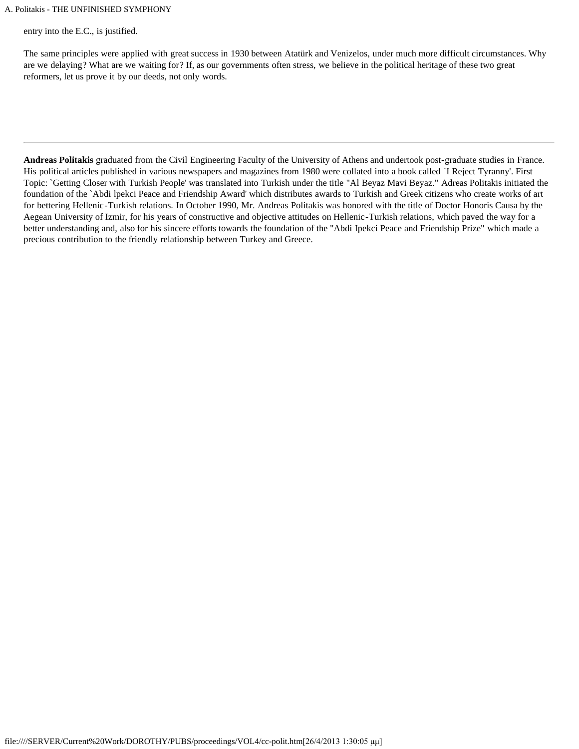entry into the E.C., is justified.

The same principles were applied with great success in 1930 between Atatürk and Venizelos, under much more difficult circumstances. Why are we delaying? What are we waiting for? If, as our governments often stress, we believe in the political heritage of these two great reformers, let us prove it by our deeds, not only words.

---

**Andreas Politakis** graduated from the Civil Engineering Faculty of the University of Athens and undertook post-graduate studies in France. His political articles published in various newspapers and magazines from 1980 were collated into a book called `I Reject Tyranny'. First Topic: `Getting Closer with Turkish People' was translated into Turkish under the title "Al Beyaz Mavi Beyaz." Adreas Politakis initiated the foundation of the `Abdi lpekci Peace and Friendship Award' which distributes awards to Turkish and Greek citizens who create works of art for bettering Hellenic-Turkish relations. In October 1990, Mr. Andreas Politakis was honored with the title of Doctor Honoris Causa by the Aegean University of Izmir, for his years of constructive and objective attitudes on Hellenic-Turkish relations, which paved the way for a better understanding and, also for his sincere efforts towards the foundation of the "Abdi Ipekci Peace and Friendship Prize" which made a precious contribution to the friendly relationship between Turkey and Greece.